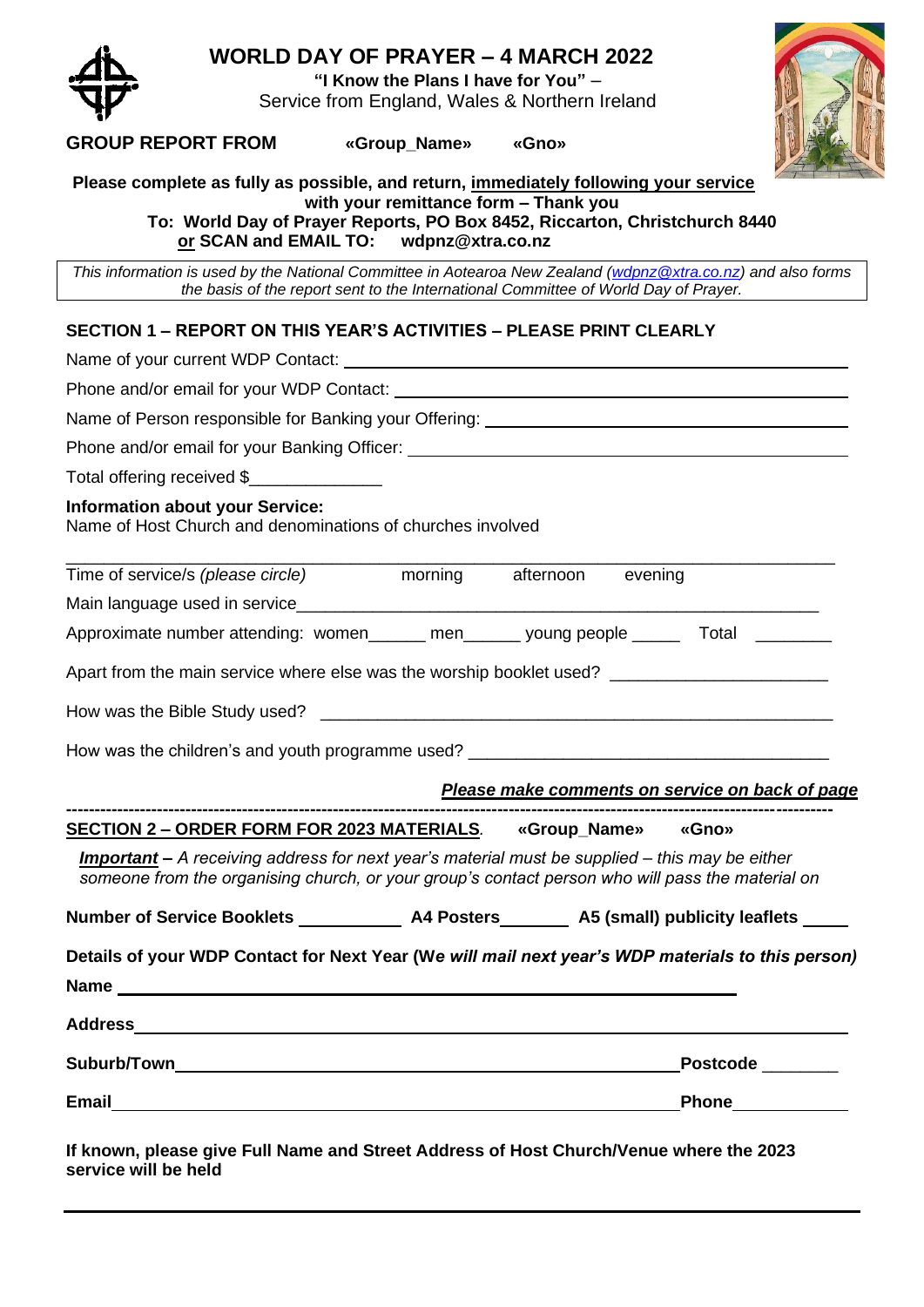# WORLD DAY OF PRAYER – 4 MARCH 2022

**"I Know the Plans I have for You"** –
Service from England, Wales & Northern Ireland

**GROUP REPORT FROM** **«Group_Name»** **«Gno»**

**Please complete as fully as possible, and return, immediately following your service with your remittance form – Thank you**
**To: World Day of Prayer Reports, PO Box 8452, Riccarton, Christchurch 8440**
**or SCAN and EMAIL TO: wdpnz@xtra.co.nz**

*This information is used by the National Committee in Aotearoa New Zealand (wdpnz@xtra.co.nz) and also forms the basis of the report sent to the International Committee of World Day of Prayer.*

## SECTION 1 – REPORT ON THIS YEAR'S ACTIVITIES – PLEASE PRINT CLEARLY

Name of your current WDP Contact: ______________________________

Phone and/or email for your WDP Contact: ______________________________

Name of Person responsible for Banking your Offering: ______________________________

Phone and/or email for your Banking Officer: ______________________________

Total offering received $______________

**Information about your Service:**
Name of Host Church and denominations of churches involved

______________________________

Time of service/s *(please circle)* morning afternoon evening

Main language used in service______________________________

Approximate number attending: women______ men______ young people _____ Total ________

Apart from the main service where else was the worship booklet used? ______________________

How was the Bible Study used? ______________________________

How was the children's and youth programme used? ______________________________

***Please make comments on service on back of page***

---

## SECTION 2 – ORDER FORM FOR 2023 MATERIALS. «Group_Name» «Gno»

***Important*** – *A receiving address for next year's material must be supplied – this may be either someone from the organising church, or your group's contact person who will pass the material on*

**Number of Service Booklets** ___________ **A4 Posters**_______ **A5 (small) publicity leaflets** _____

**Details of your WDP Contact for Next Year (W*e will mail next year's WDP materials to this person)***

**Name** ______________________________

**Address** ______________________________

**Suburb/Town** ______________________________ **Postcode** ________

**Email** ______________________________ **Phone** ____________

**If known, please give Full Name and Street Address of Host Church/Venue where the 2023 service will be held**

______________________________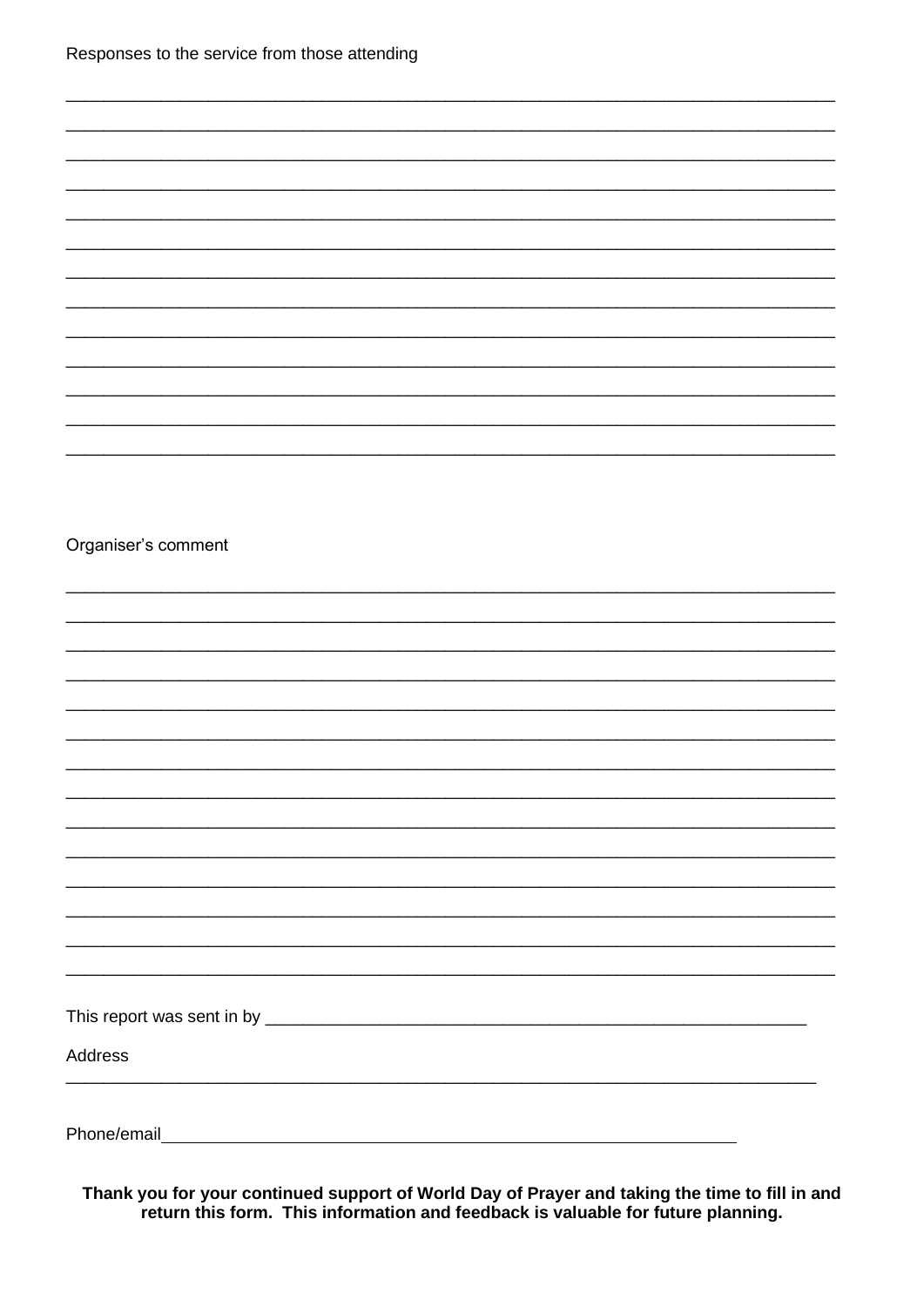Responses to the service from those attending

\_\_\_\_\_\_\_\_\_\_\_\_\_\_\_\_\_\_\_\_\_\_\_\_\_\_\_\_\_\_\_\_\_\_\_\_\_\_\_\_\_\_\_\_\_\_\_\_\_\_\_\_\_\_\_\_\_\_\_\_\_\_\_\_\_\_\_\_\_\_\_\_\_\_\_\_

\_\_\_\_\_\_\_\_\_\_\_\_\_\_\_\_\_\_\_\_\_\_\_\_\_\_\_\_\_\_\_\_\_\_\_\_\_\_\_\_\_\_\_\_\_\_\_\_\_\_\_\_\_\_\_\_\_\_\_\_\_\_\_\_\_\_\_\_\_\_\_\_\_\_\_\_

\_\_\_\_\_\_\_\_\_\_\_\_\_\_\_\_\_\_\_\_\_\_\_\_\_\_\_\_\_\_\_\_\_\_\_\_\_\_\_\_\_\_\_\_\_\_\_\_\_\_\_\_\_\_\_\_\_\_\_\_\_\_\_\_\_\_\_\_\_\_\_\_\_\_\_\_

\_\_\_\_\_\_\_\_\_\_\_\_\_\_\_\_\_\_\_\_\_\_\_\_\_\_\_\_\_\_\_\_\_\_\_\_\_\_\_\_\_\_\_\_\_\_\_\_\_\_\_\_\_\_\_\_\_\_\_\_\_\_\_\_\_\_\_\_\_\_\_\_\_\_\_\_

\_\_\_\_\_\_\_\_\_\_\_\_\_\_\_\_\_\_\_\_\_\_\_\_\_\_\_\_\_\_\_\_\_\_\_\_\_\_\_\_\_\_\_\_\_\_\_\_\_\_\_\_\_\_\_\_\_\_\_\_\_\_\_\_\_\_\_\_\_\_\_\_\_\_\_\_

\_\_\_\_\_\_\_\_\_\_\_\_\_\_\_\_\_\_\_\_\_\_\_\_\_\_\_\_\_\_\_\_\_\_\_\_\_\_\_\_\_\_\_\_\_\_\_\_\_\_\_\_\_\_\_\_\_\_\_\_\_\_\_\_\_\_\_\_\_\_\_\_\_\_\_\_

\_\_\_\_\_\_\_\_\_\_\_\_\_\_\_\_\_\_\_\_\_\_\_\_\_\_\_\_\_\_\_\_\_\_\_\_\_\_\_\_\_\_\_\_\_\_\_\_\_\_\_\_\_\_\_\_\_\_\_\_\_\_\_\_\_\_\_\_\_\_\_\_\_\_\_\_

\_\_\_\_\_\_\_\_\_\_\_\_\_\_\_\_\_\_\_\_\_\_\_\_\_\_\_\_\_\_\_\_\_\_\_\_\_\_\_\_\_\_\_\_\_\_\_\_\_\_\_\_\_\_\_\_\_\_\_\_\_\_\_\_\_\_\_\_\_\_\_\_\_\_\_\_

\_\_\_\_\_\_\_\_\_\_\_\_\_\_\_\_\_\_\_\_\_\_\_\_\_\_\_\_\_\_\_\_\_\_\_\_\_\_\_\_\_\_\_\_\_\_\_\_\_\_\_\_\_\_\_\_\_\_\_\_\_\_\_\_\_\_\_\_\_\_\_\_\_\_\_\_

\_\_\_\_\_\_\_\_\_\_\_\_\_\_\_\_\_\_\_\_\_\_\_\_\_\_\_\_\_\_\_\_\_\_\_\_\_\_\_\_\_\_\_\_\_\_\_\_\_\_\_\_\_\_\_\_\_\_\_\_\_\_\_\_\_\_\_\_\_\_\_\_\_\_\_\_

\_\_\_\_\_\_\_\_\_\_\_\_\_\_\_\_\_\_\_\_\_\_\_\_\_\_\_\_\_\_\_\_\_\_\_\_\_\_\_\_\_\_\_\_\_\_\_\_\_\_\_\_\_\_\_\_\_\_\_\_\_\_\_\_\_\_\_\_\_\_\_\_\_\_\_\_

\_\_\_\_\_\_\_\_\_\_\_\_\_\_\_\_\_\_\_\_\_\_\_\_\_\_\_\_\_\_\_\_\_\_\_\_\_\_\_\_\_\_\_\_\_\_\_\_\_\_\_\_\_\_\_\_\_\_\_\_\_\_\_\_\_\_\_\_\_\_\_\_\_\_\_\_

\_\_\_\_\_\_\_\_\_\_\_\_\_\_\_\_\_\_\_\_\_\_\_\_\_\_\_\_\_\_\_\_\_\_\_\_\_\_\_\_\_\_\_\_\_\_\_\_\_\_\_\_\_\_\_\_\_\_\_\_\_\_\_\_\_\_\_\_\_\_\_\_\_\_\_\_

Organiser's comment

\_\_\_\_\_\_\_\_\_\_\_\_\_\_\_\_\_\_\_\_\_\_\_\_\_\_\_\_\_\_\_\_\_\_\_\_\_\_\_\_\_\_\_\_\_\_\_\_\_\_\_\_\_\_\_\_\_\_\_\_\_\_\_\_\_\_\_\_\_\_\_\_\_\_\_\_

\_\_\_\_\_\_\_\_\_\_\_\_\_\_\_\_\_\_\_\_\_\_\_\_\_\_\_\_\_\_\_\_\_\_\_\_\_\_\_\_\_\_\_\_\_\_\_\_\_\_\_\_\_\_\_\_\_\_\_\_\_\_\_\_\_\_\_\_\_\_\_\_\_\_\_\_

\_\_\_\_\_\_\_\_\_\_\_\_\_\_\_\_\_\_\_\_\_\_\_\_\_\_\_\_\_\_\_\_\_\_\_\_\_\_\_\_\_\_\_\_\_\_\_\_\_\_\_\_\_\_\_\_\_\_\_\_\_\_\_\_\_\_\_\_\_\_\_\_\_\_\_\_

\_\_\_\_\_\_\_\_\_\_\_\_\_\_\_\_\_\_\_\_\_\_\_\_\_\_\_\_\_\_\_\_\_\_\_\_\_\_\_\_\_\_\_\_\_\_\_\_\_\_\_\_\_\_\_\_\_\_\_\_\_\_\_\_\_\_\_\_\_\_\_\_\_\_\_\_

\_\_\_\_\_\_\_\_\_\_\_\_\_\_\_\_\_\_\_\_\_\_\_\_\_\_\_\_\_\_\_\_\_\_\_\_\_\_\_\_\_\_\_\_\_\_\_\_\_\_\_\_\_\_\_\_\_\_\_\_\_\_\_\_\_\_\_\_\_\_\_\_\_\_\_\_

\_\_\_\_\_\_\_\_\_\_\_\_\_\_\_\_\_\_\_\_\_\_\_\_\_\_\_\_\_\_\_\_\_\_\_\_\_\_\_\_\_\_\_\_\_\_\_\_\_\_\_\_\_\_\_\_\_\_\_\_\_\_\_\_\_\_\_\_\_\_\_\_\_\_\_\_

\_\_\_\_\_\_\_\_\_\_\_\_\_\_\_\_\_\_\_\_\_\_\_\_\_\_\_\_\_\_\_\_\_\_\_\_\_\_\_\_\_\_\_\_\_\_\_\_\_\_\_\_\_\_\_\_\_\_\_\_\_\_\_\_\_\_\_\_\_\_\_\_\_\_\_\_

\_\_\_\_\_\_\_\_\_\_\_\_\_\_\_\_\_\_\_\_\_\_\_\_\_\_\_\_\_\_\_\_\_\_\_\_\_\_\_\_\_\_\_\_\_\_\_\_\_\_\_\_\_\_\_\_\_\_\_\_\_\_\_\_\_\_\_\_\_\_\_\_\_\_\_\_

\_\_\_\_\_\_\_\_\_\_\_\_\_\_\_\_\_\_\_\_\_\_\_\_\_\_\_\_\_\_\_\_\_\_\_\_\_\_\_\_\_\_\_\_\_\_\_\_\_\_\_\_\_\_\_\_\_\_\_\_\_\_\_\_\_\_\_\_\_\_\_\_\_\_\_\_

\_\_\_\_\_\_\_\_\_\_\_\_\_\_\_\_\_\_\_\_\_\_\_\_\_\_\_\_\_\_\_\_\_\_\_\_\_\_\_\_\_\_\_\_\_\_\_\_\_\_\_\_\_\_\_\_\_\_\_\_\_\_\_\_\_\_\_\_\_\_\_\_\_\_\_\_

\_\_\_\_\_\_\_\_\_\_\_\_\_\_\_\_\_\_\_\_\_\_\_\_\_\_\_\_\_\_\_\_\_\_\_\_\_\_\_\_\_\_\_\_\_\_\_\_\_\_\_\_\_\_\_\_\_\_\_\_\_\_\_\_\_\_\_\_\_\_\_\_\_\_\_\_

\_\_\_\_\_\_\_\_\_\_\_\_\_\_\_\_\_\_\_\_\_\_\_\_\_\_\_\_\_\_\_\_\_\_\_\_\_\_\_\_\_\_\_\_\_\_\_\_\_\_\_\_\_\_\_\_\_\_\_\_\_\_\_\_\_\_\_\_\_\_\_\_\_\_\_\_

\_\_\_\_\_\_\_\_\_\_\_\_\_\_\_\_\_\_\_\_\_\_\_\_\_\_\_\_\_\_\_\_\_\_\_\_\_\_\_\_\_\_\_\_\_\_\_\_\_\_\_\_\_\_\_\_\_\_\_\_\_\_\_\_\_\_\_\_\_\_\_\_\_\_\_\_

\_\_\_\_\_\_\_\_\_\_\_\_\_\_\_\_\_\_\_\_\_\_\_\_\_\_\_\_\_\_\_\_\_\_\_\_\_\_\_\_\_\_\_\_\_\_\_\_\_\_\_\_\_\_\_\_\_\_\_\_\_\_\_\_\_\_\_\_\_\_\_\_\_\_\_\_

This report was sent in by \_\_\_\_\_\_\_\_\_\_\_\_\_\_\_\_\_\_\_\_\_\_\_\_\_\_\_\_\_\_\_\_\_\_\_\_\_\_\_\_\_\_\_\_\_\_\_\_\_\_\_\_\_\_\_\_\_\_

Address

\_\_\_\_\_\_\_\_\_\_\_\_\_\_\_\_\_\_\_\_\_\_\_\_\_\_\_\_\_\_\_\_\_\_\_\_\_\_\_\_\_\_\_\_\_\_\_\_\_\_\_\_\_\_\_\_\_\_\_\_\_\_\_\_\_\_\_\_\_\_\_\_\_\_

Phone/email\_\_\_\_\_\_\_\_\_\_\_\_\_\_\_\_\_\_\_\_\_\_\_\_\_\_\_\_\_\_\_\_\_\_\_\_\_\_\_\_\_\_\_\_\_\_\_\_\_\_\_\_\_\_\_\_\_\_\_\_

**Thank you for your continued support of World Day of Prayer and taking the time to fill in and return this form. This information and feedback is valuable for future planning.**